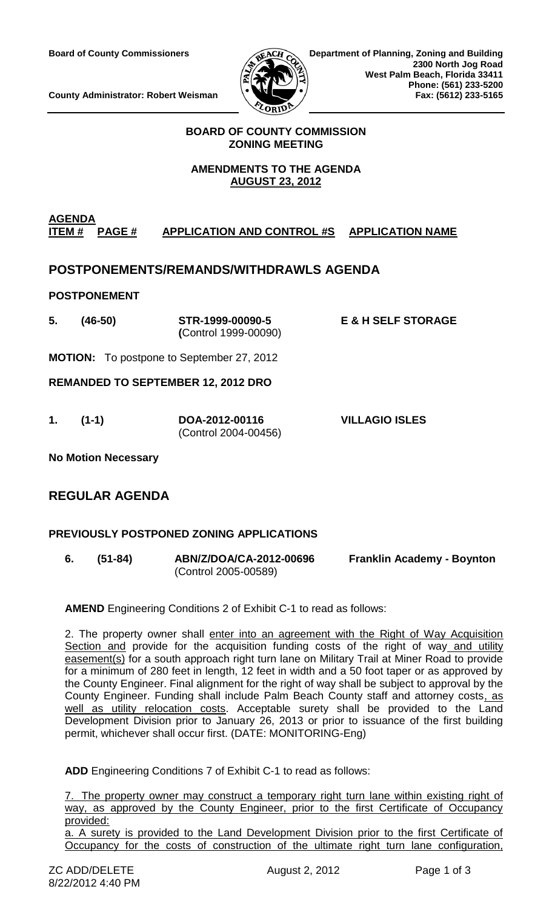**Board of County Commissioners**

**County Administrator: Robert Weisman**

**Department of Planning, Zoning and Building**
**2300 North Jog Road**
**West Palm Beach, Florida 33411**
**Phone: (561) 233-5200**
**Fax: (5612) 233-5165**

**BOARD OF COUNTY COMMISSION**
**ZONING MEETING**

**AMENDMENTS TO THE AGENDA**
**AUGUST 23, 2012**

**AGENDA**
**ITEM # PAGE # APPLICATION AND CONTROL #S APPLICATION NAME**

## POSTPONEMENTS/REMANDS/WITHDRAWLS AGENDA

### POSTPONEMENT

**5. (46-50) STR-1999-00090-5 (Control 1999-00090) E & H SELF STORAGE**

**MOTION:** To postpone to September 27, 2012

### REMANDED TO SEPTEMBER 12, 2012 DRO

**1. (1-1) DOA-2012-00116** (Control 2004-00456) **VILLAGIO ISLES**

**No Motion Necessary**

## REGULAR AGENDA

### PREVIOUSLY POSTPONED ZONING APPLICATIONS

**6. (51-84) ABN/Z/DOA/CA-2012-00696** (Control 2005-00589) **Franklin Academy - Boynton**

**AMEND** Engineering Conditions 2 of Exhibit C-1 to read as follows:

2. The property owner shall enter into an agreement with the Right of Way Acquisition Section and provide for the acquisition funding costs of the right of way and utility easement(s) for a south approach right turn lane on Military Trail at Miner Road to provide for a minimum of 280 feet in length, 12 feet in width and a 50 foot taper or as approved by the County Engineer. Final alignment for the right of way shall be subject to approval by the County Engineer. Funding shall include Palm Beach County staff and attorney costs, as well as utility relocation costs. Acceptable surety shall be provided to the Land Development Division prior to January 26, 2013 or prior to issuance of the first building permit, whichever shall occur first. (DATE: MONITORING-Eng)

**ADD** Engineering Conditions 7 of Exhibit C-1 to read as follows:

7. The property owner may construct a temporary right turn lane within existing right of way, as approved by the County Engineer, prior to the first Certificate of Occupancy provided:

a. A surety is provided to the Land Development Division prior to the first Certificate of Occupancy for the costs of construction of the ultimate right turn lane configuration,

ZC ADD/DELETE August 2, 2012
8/22/2012 4:40 PM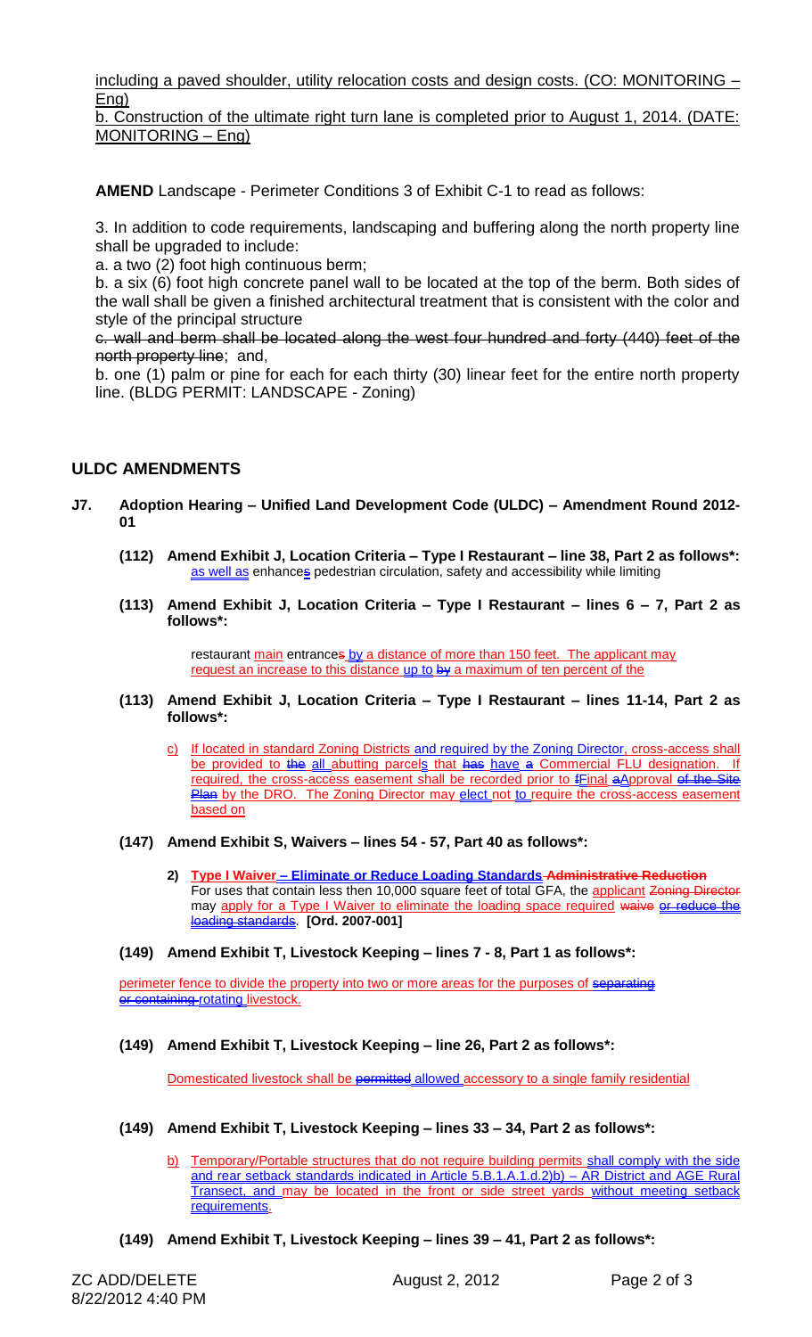including a paved shoulder, utility relocation costs and design costs. (CO: MONITORING – Eng)

b. Construction of the ultimate right turn lane is completed prior to August 1, 2014. (DATE: MONITORING – Eng)

**AMEND** Landscape - Perimeter Conditions 3 of Exhibit C-1 to read as follows:

3. In addition to code requirements, landscaping and buffering along the north property line shall be upgraded to include:

a. a two (2) foot high continuous berm;

b. a six (6) foot high concrete panel wall to be located at the top of the berm. Both sides of the wall shall be given a finished architectural treatment that is consistent with the color and style of the principal structure

~~c. wall and berm shall be located along the west four hundred and forty (440) feet of the north property line~~; and,

b. one (1) palm or pine for each for each thirty (30) linear feet for the entire north property line. (BLDG PERMIT: LANDSCAPE - Zoning)

## ULDC AMENDMENTS

**J7. Adoption Hearing – Unified Land Development Code (ULDC) – Amendment Round 2012-01**

**(112) Amend Exhibit J, Location Criteria – Type I Restaurant – line 38, Part 2 as follows\*:**
as well as enhance~~s~~ pedestrian circulation, safety and accessibility while limiting

**(113) Amend Exhibit J, Location Criteria – Type I Restaurant – lines 6 – 7, Part 2 as follows\*:**

restaurant main entrance~~s~~ by a distance of more than 150 feet. The applicant may request an increase to this distance up to ~~by~~ a maximum of ten percent of the

**(113) Amend Exhibit J, Location Criteria – Type I Restaurant – lines 11-14, Part 2 as follows\*:**

c) If located in standard Zoning Districts and required by the Zoning Director, cross-access shall be provided to ~~the~~ all abutting parcels that ~~has~~ have ~~a~~ Commercial FLU designation. If required, the cross-access easement shall be recorded prior to ~~f~~Final ~~a~~Approval ~~of the Site Plan~~ by the DRO. The Zoning Director may elect not to require the cross-access easement based on

**(147) Amend Exhibit S, Waivers – lines 54 - 57, Part 40 as follows\*:**

2) **Type I Waiver – Eliminate or Reduce Loading Standards ~~Administrative Reduction~~**
For uses that contain less then 10,000 square feet of total GFA, the applicant ~~Zoning Director~~ may apply for a Type I Waiver to eliminate the loading space required ~~waive or reduce the loading standards~~. **[Ord. 2007-001]**

**(149) Amend Exhibit T, Livestock Keeping – lines 7 - 8, Part 1 as follows\*:**

perimeter fence to divide the property into two or more areas for the purposes of ~~separating or containing~~ rotating livestock.

**(149) Amend Exhibit T, Livestock Keeping – line 26, Part 2 as follows\*:**

Domesticated livestock shall be ~~permitted~~ allowed accessory to a single family residential

**(149) Amend Exhibit T, Livestock Keeping – lines 33 – 34, Part 2 as follows\*:**

b) Temporary/Portable structures that do not require building permits shall comply with the side and rear setback standards indicated in Article 5.B.1.A.1.d.2)b) – AR District and AGE Rural Transect, and may be located in the front or side street yards ~~without meeting setback requirements~~.

**(149) Amend Exhibit T, Livestock Keeping – lines 39 – 41, Part 2 as follows\*:**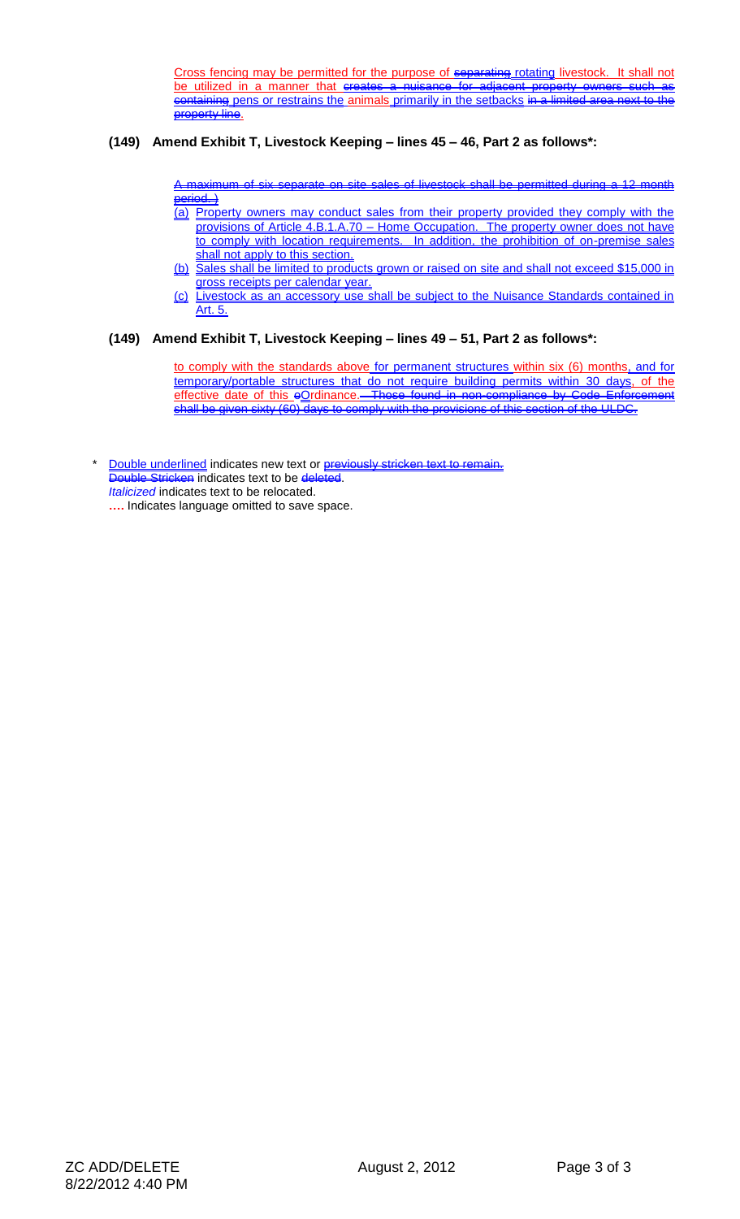Cross fencing may be permitted for the purpose of ~~separating~~ rotating livestock. It shall not be utilized in a manner that ~~creates a nuisance for adjacent property owners such as containing~~ pens or restrains the animals primarily in the setbacks ~~in a limited area next to the property line~~.

**(149) Amend Exhibit T, Livestock Keeping – lines 45 – 46, Part 2 as follows\*:**

~~A maximum of six separate on site sales of livestock shall be permitted during a 12 month period. )~~

(a) Property owners may conduct sales from their property provided they comply with the provisions of Article 4.B.1.A.70 – Home Occupation. The property owner does not have to comply with location requirements. In addition, the prohibition of on-premise sales shall not apply to this section.

(b) Sales shall be limited to products grown or raised on site and shall not exceed $15,000 in gross receipts per calendar year.

(c) Livestock as an accessory use shall be subject to the Nuisance Standards contained in Art. 5.

**(149) Amend Exhibit T, Livestock Keeping – lines 49 – 51, Part 2 as follows\*:**

to comply with the standards above for permanent structures within six (6) months, and for temporary/portable structures that do not require building permits within 30 days, of the effective date of this ~~o~~Ordinance. ~~Those found in non-compliance by Code Enforcement shall be given sixty (60) days to comply with the provisions of this section of the ULDC.~~

\* Double underlined indicates new text or ~~previously stricken text to remain.~~
~~Double Stricken~~ indicates text to be ~~deleted~~.
*Italicized* indicates text to be relocated.
**….** Indicates language omitted to save space.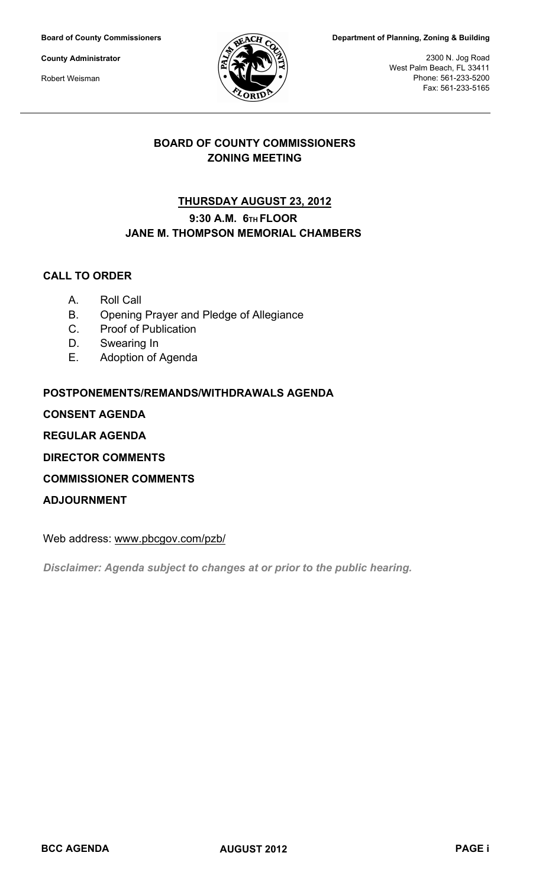**Board of County Commissioners**

**County Administrator**

Robert Weisman

**Department of Planning, Zoning & Building**

2300 N. Jog Road
West Palm Beach, FL 33411
Phone: 561-233-5200
Fax: 561-233-5165

## BOARD OF COUNTY COMMISSIONERS ZONING MEETING

### THURSDAY AUGUST 23, 2012

**9:30 A.M. 6TH FLOOR**
**JANE M. THOMPSON MEMORIAL CHAMBERS**

**CALL TO ORDER**

A. Roll Call
B. Opening Prayer and Pledge of Allegiance
C. Proof of Publication
D. Swearing In
E. Adoption of Agenda

**POSTPONEMENTS/REMANDS/WITHDRAWALS AGENDA**

**CONSENT AGENDA**

**REGULAR AGENDA**

**DIRECTOR COMMENTS**

**COMMISSIONER COMMENTS**

**ADJOURNMENT**

Web address: www.pbcgov.com/pzb/

***Disclaimer: Agenda subject to changes at or prior to the public hearing.***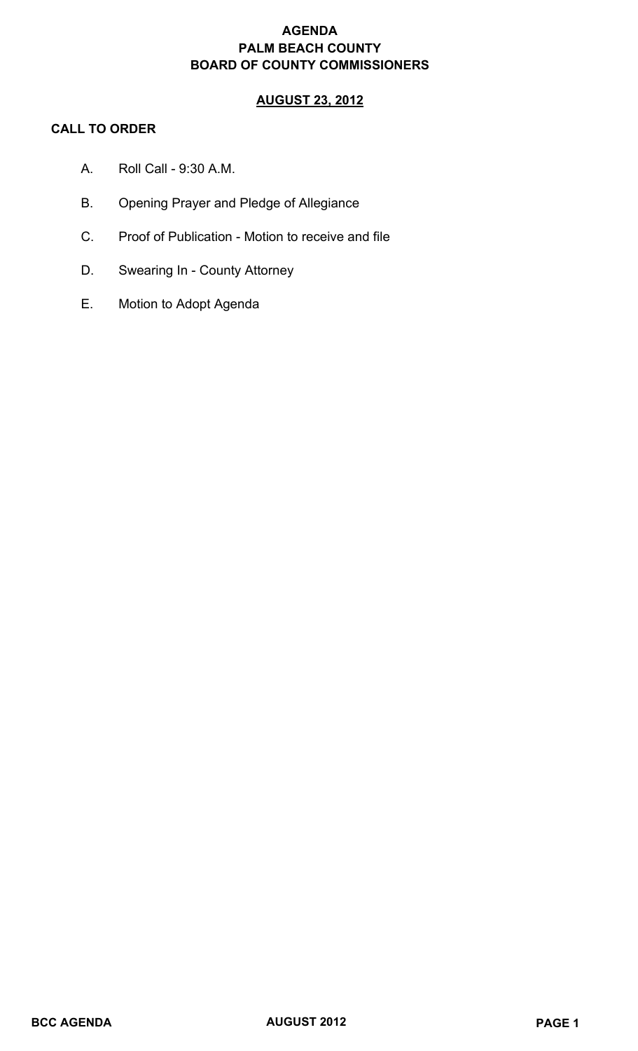# AGENDA
# PALM BEACH COUNTY
# BOARD OF COUNTY COMMISSIONERS

## AUGUST 23, 2012

### CALL TO ORDER

A. Roll Call - 9:30 A.M.

B. Opening Prayer and Pledge of Allegiance

C. Proof of Publication - Motion to receive and file

D. Swearing In - County Attorney

E. Motion to Adopt Agenda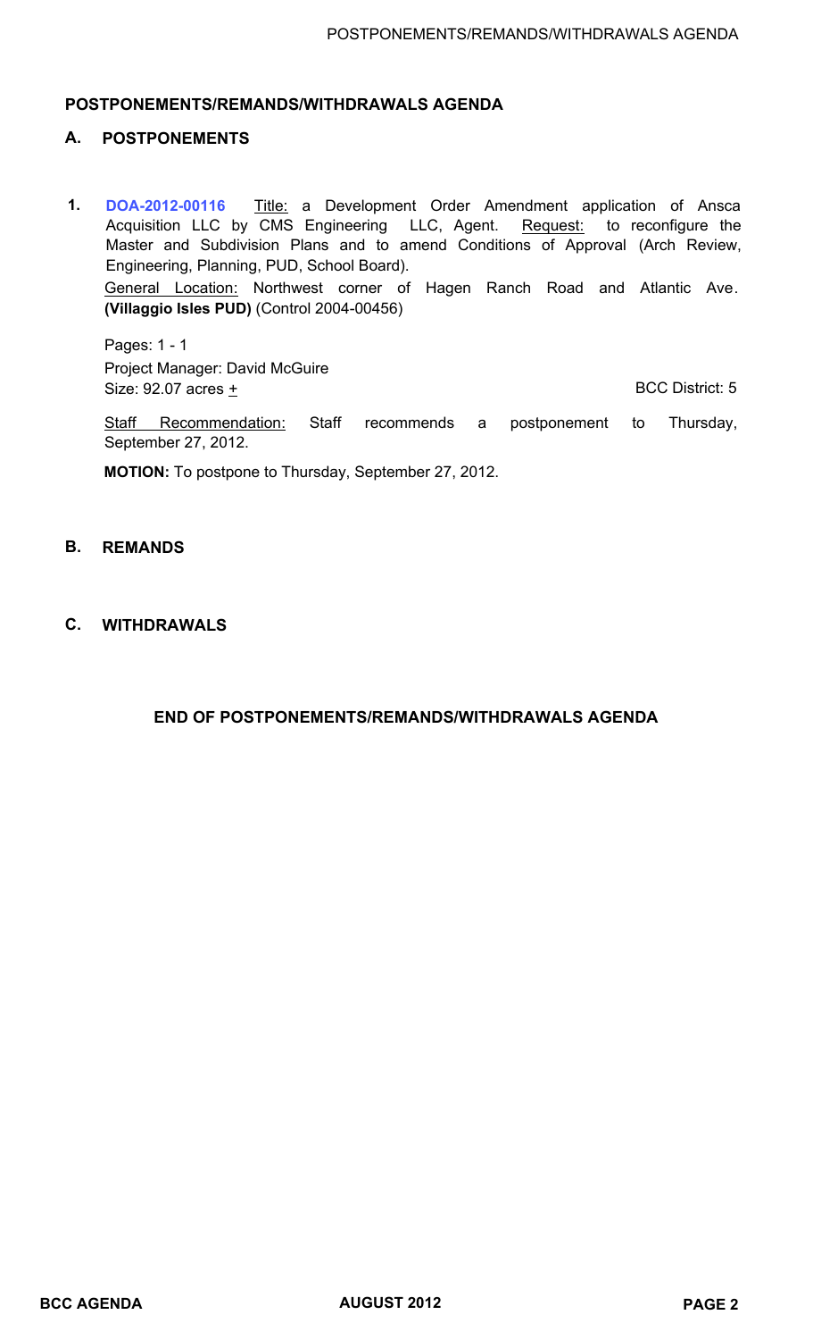# POSTPONEMENTS/REMANDS/WITHDRAWALS AGENDA

## A. POSTPONEMENTS

1. **DOA-2012-00116** Title: a Development Order Amendment application of Ansca Acquisition LLC by CMS Engineering LLC, Agent. Request: to reconfigure the Master and Subdivision Plans and to amend Conditions of Approval (Arch Review, Engineering, Planning, PUD, School Board).
General Location: Northwest corner of Hagen Ranch Road and Atlantic Ave. **(Villaggio Isles PUD)** (Control 2004-00456)

   Pages: 1 - 1
   Project Manager: David McGuire
   Size: 92.07 acres ± BCC District: 5

   Staff Recommendation: Staff recommends a postponement to Thursday, September 27, 2012.

   **MOTION:** To postpone to Thursday, September 27, 2012.

## B. REMANDS

## C. WITHDRAWALS

**END OF POSTPONEMENTS/REMANDS/WITHDRAWALS AGENDA**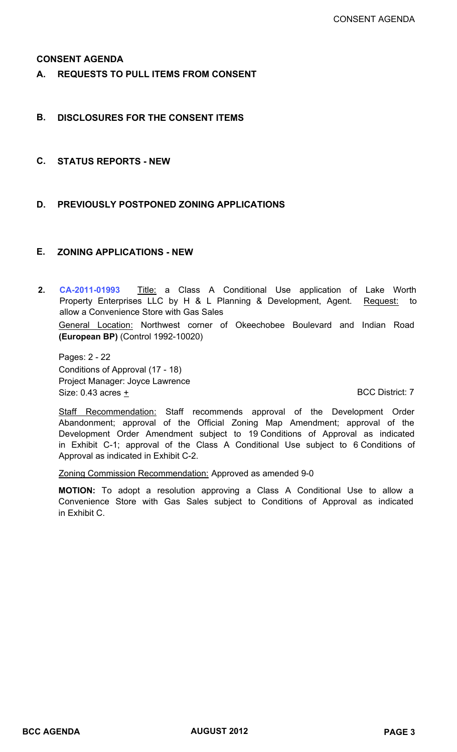# CONSENT AGENDA

## A. REQUESTS TO PULL ITEMS FROM CONSENT

## B. DISCLOSURES FOR THE CONSENT ITEMS

## C. STATUS REPORTS - NEW

## D. PREVIOUSLY POSTPONED ZONING APPLICATIONS

## E. ZONING APPLICATIONS - NEW

**2.** **CA-2011-01993** Title: a Class A Conditional Use application of Lake Worth Property Enterprises LLC by H & L Planning & Development, Agent. Request: to allow a Convenience Store with Gas Sales

General Location: Northwest corner of Okeechobee Boulevard and Indian Road **(European BP)** (Control 1992-10020)

Pages: 2 - 22
Conditions of Approval (17 - 18)
Project Manager: Joyce Lawrence
Size: 0.43 acres ± BCC District: 7

Staff Recommendation: Staff recommends approval of the Development Order Abandonment; approval of the Official Zoning Map Amendment; approval of the Development Order Amendment subject to 19 Conditions of Approval as indicated in Exhibit C-1; approval of the Class A Conditional Use subject to 6 Conditions of Approval as indicated in Exhibit C-2.

Zoning Commission Recommendation: Approved as amended 9-0

**MOTION:** To adopt a resolution approving a Class A Conditional Use to allow a Convenience Store with Gas Sales subject to Conditions of Approval as indicated in Exhibit C.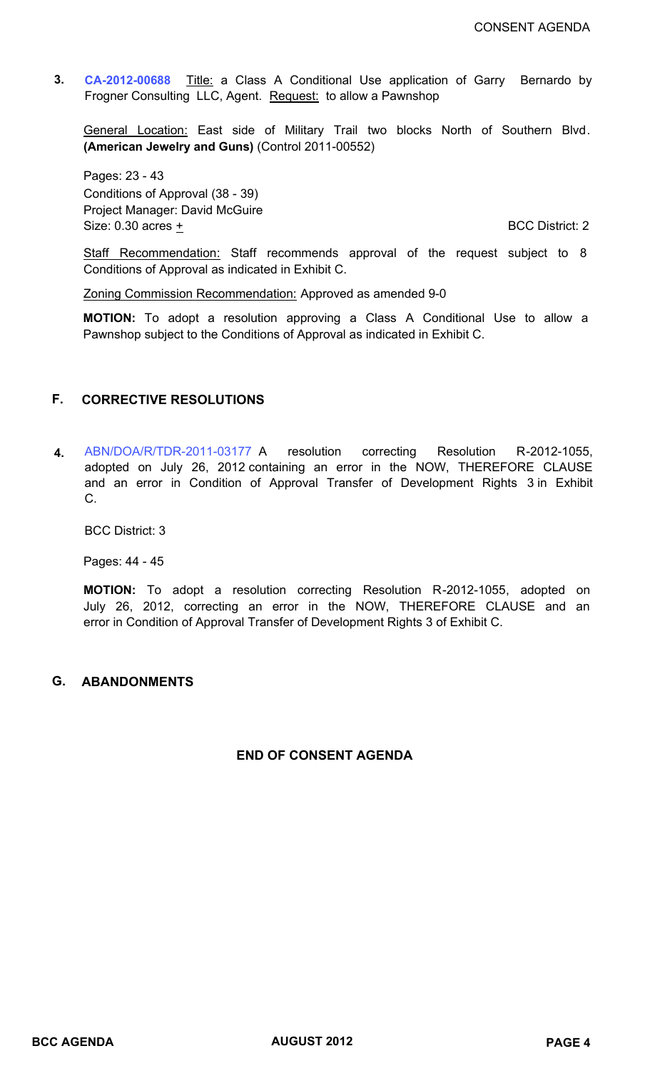**3.** **CA-2012-00688** Title: a Class A Conditional Use application of Garry Bernardo by Frogner Consulting LLC, Agent. Request: to allow a Pawnshop

General Location: East side of Military Trail two blocks North of Southern Blvd. **(American Jewelry and Guns)** (Control 2011-00552)

Pages: 23 - 43
Conditions of Approval (38 - 39)
Project Manager: David McGuire
Size: 0.30 acres ± BCC District: 2

Staff Recommendation: Staff recommends approval of the request subject to 8 Conditions of Approval as indicated in Exhibit C.

Zoning Commission Recommendation: Approved as amended 9-0

**MOTION:** To adopt a resolution approving a Class A Conditional Use to allow a Pawnshop subject to the Conditions of Approval as indicated in Exhibit C.

## F. CORRECTIVE RESOLUTIONS

**4.** ABN/DOA/R/TDR-2011-03177 A resolution correcting Resolution R-2012-1055, adopted on July 26, 2012 containing an error in the NOW, THEREFORE CLAUSE and an error in Condition of Approval Transfer of Development Rights 3 in Exhibit C.

BCC District: 3

Pages: 44 - 45

**MOTION:** To adopt a resolution correcting Resolution R-2012-1055, adopted on July 26, 2012, correcting an error in the NOW, THEREFORE CLAUSE and an error in Condition of Approval Transfer of Development Rights 3 of Exhibit C.

## G. ABANDONMENTS

**END OF CONSENT AGENDA**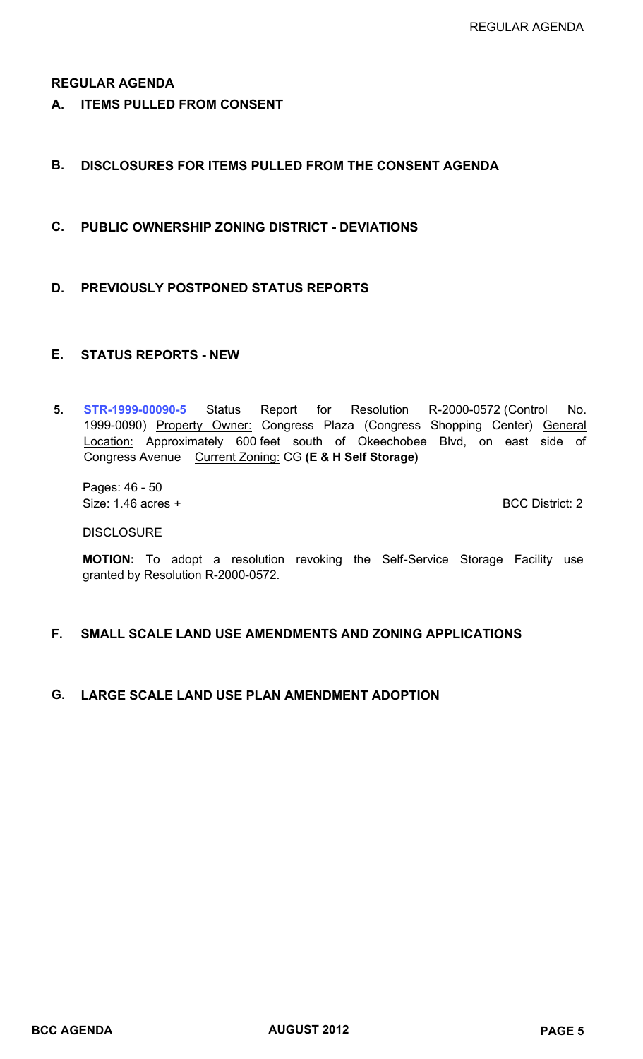## REGULAR AGENDA

### A. ITEMS PULLED FROM CONSENT

### B. DISCLOSURES FOR ITEMS PULLED FROM THE CONSENT AGENDA

### C. PUBLIC OWNERSHIP ZONING DISTRICT - DEVIATIONS

### D. PREVIOUSLY POSTPONED STATUS REPORTS

### E. STATUS REPORTS - NEW

5. **STR-1999-00090-5** Status Report for Resolution R-2000-0572 (Control No. 1999-0090) Property Owner: Congress Plaza (Congress Shopping Center) General Location: Approximately 600 feet south of Okeechobee Blvd, on east side of Congress Avenue Current Zoning: CG **(E & H Self Storage)**

   Pages: 46 - 50
   Size: 1.46 acres ± BCC District: 2

   DISCLOSURE

   **MOTION:** To adopt a resolution revoking the Self-Service Storage Facility use granted by Resolution R-2000-0572.

### F. SMALL SCALE LAND USE AMENDMENTS AND ZONING APPLICATIONS

### G. LARGE SCALE LAND USE PLAN AMENDMENT ADOPTION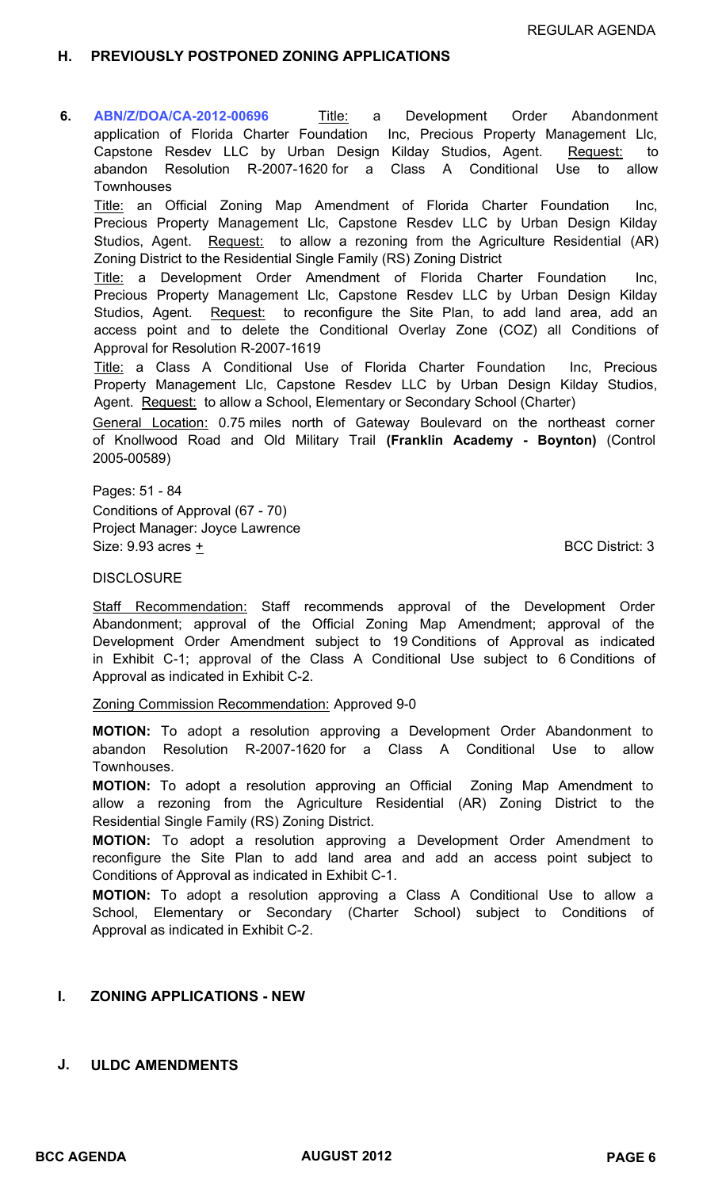## H. PREVIOUSLY POSTPONED ZONING APPLICATIONS

**6.** **ABN/Z/DOA/CA-2012-00696** Title: a Development Order Abandonment application of Florida Charter Foundation Inc, Precious Property Management Llc, Capstone Resdev LLC by Urban Design Kilday Studios, Agent. Request: to abandon Resolution R-2007-1620 for a Class A Conditional Use to allow Townhouses

Title: an Official Zoning Map Amendment of Florida Charter Foundation Inc, Precious Property Management Llc, Capstone Resdev LLC by Urban Design Kilday Studios, Agent. Request: to allow a rezoning from the Agriculture Residential (AR) Zoning District to the Residential Single Family (RS) Zoning District

Title: a Development Order Amendment of Florida Charter Foundation Inc, Precious Property Management Llc, Capstone Resdev LLC by Urban Design Kilday Studios, Agent. Request: to reconfigure the Site Plan, to add land area, add an access point and to delete the Conditional Overlay Zone (COZ) all Conditions of Approval for Resolution R-2007-1619

Title: a Class A Conditional Use of Florida Charter Foundation Inc, Precious Property Management Llc, Capstone Resdev LLC by Urban Design Kilday Studios, Agent. Request: to allow a School, Elementary or Secondary School (Charter)

General Location: 0.75 miles north of Gateway Boulevard on the northeast corner of Knollwood Road and Old Military Trail **(Franklin Academy - Boynton)** (Control 2005-00589)

Pages: 51 - 84
Conditions of Approval (67 - 70)
Project Manager: Joyce Lawrence
Size: 9.93 acres ± BCC District: 3

DISCLOSURE

Staff Recommendation: Staff recommends approval of the Development Order Abandonment; approval of the Official Zoning Map Amendment; approval of the Development Order Amendment subject to 19 Conditions of Approval as indicated in Exhibit C-1; approval of the Class A Conditional Use subject to 6 Conditions of Approval as indicated in Exhibit C-2.

Zoning Commission Recommendation: Approved 9-0

**MOTION:** To adopt a resolution approving a Development Order Abandonment to abandon Resolution R-2007-1620 for a Class A Conditional Use to allow Townhouses.

**MOTION:** To adopt a resolution approving an Official Zoning Map Amendment to allow a rezoning from the Agriculture Residential (AR) Zoning District to the Residential Single Family (RS) Zoning District.

**MOTION:** To adopt a resolution approving a Development Order Amendment to reconfigure the Site Plan to add land area and add an access point subject to Conditions of Approval as indicated in Exhibit C-1.

**MOTION:** To adopt a resolution approving a Class A Conditional Use to allow a School, Elementary or Secondary (Charter School) subject to Conditions of Approval as indicated in Exhibit C-2.

## I. ZONING APPLICATIONS - NEW

## J. ULDC AMENDMENTS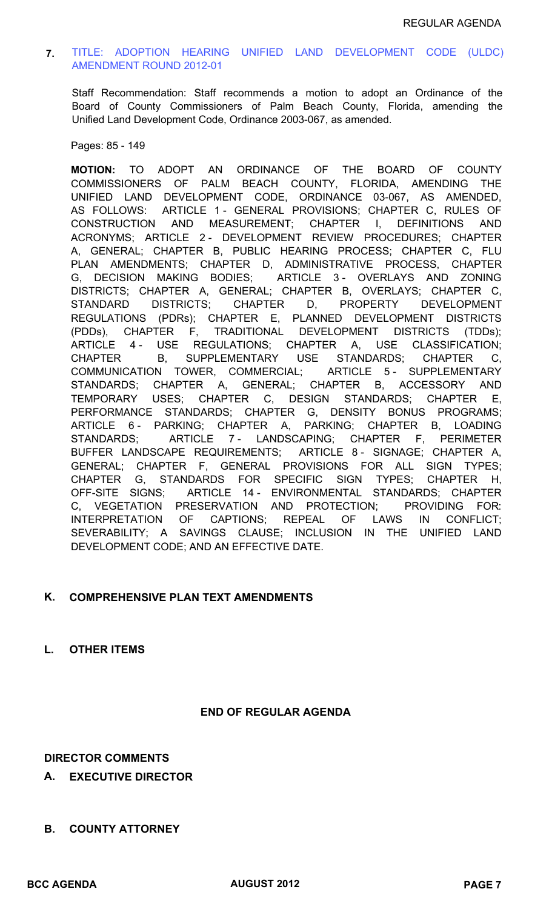**7.** TITLE: ADOPTION HEARING UNIFIED LAND DEVELOPMENT CODE (ULDC) AMENDMENT ROUND 2012-01

Staff Recommendation: Staff recommends a motion to adopt an Ordinance of the Board of County Commissioners of Palm Beach County, Florida, amending the Unified Land Development Code, Ordinance 2003-067, as amended.

Pages: 85 - 149

**MOTION:** TO ADOPT AN ORDINANCE OF THE BOARD OF COUNTY COMMISSIONERS OF PALM BEACH COUNTY, FLORIDA, AMENDING THE UNIFIED LAND DEVELOPMENT CODE, ORDINANCE 03-067, AS AMENDED, AS FOLLOWS: ARTICLE 1 - GENERAL PROVISIONS; CHAPTER C, RULES OF CONSTRUCTION AND MEASUREMENT; CHAPTER I, DEFINITIONS AND ACRONYMS; ARTICLE 2 - DEVELOPMENT REVIEW PROCEDURES; CHAPTER A, GENERAL; CHAPTER B, PUBLIC HEARING PROCESS; CHAPTER C, FLU PLAN AMENDMENTS; CHAPTER D, ADMINISTRATIVE PROCESS, CHAPTER G, DECISION MAKING BODIES; ARTICLE 3 - OVERLAYS AND ZONING DISTRICTS; CHAPTER A, GENERAL; CHAPTER B, OVERLAYS; CHAPTER C, STANDARD DISTRICTS; CHAPTER D, PROPERTY DEVELOPMENT REGULATIONS (PDRs); CHAPTER E, PLANNED DEVELOPMENT DISTRICTS (PDDs), CHAPTER F, TRADITIONAL DEVELOPMENT DISTRICTS (TDDs); ARTICLE 4 - USE REGULATIONS; CHAPTER A, USE CLASSIFICATION; CHAPTER B, SUPPLEMENTARY USE STANDARDS; CHAPTER C, COMMUNICATION TOWER, COMMERCIAL; ARTICLE 5 - SUPPLEMENTARY STANDARDS; CHAPTER A, GENERAL; CHAPTER B, ACCESSORY AND TEMPORARY USES; CHAPTER C, DESIGN STANDARDS; CHAPTER E, PERFORMANCE STANDARDS; CHAPTER G, DENSITY BONUS PROGRAMS; ARTICLE 6 - PARKING; CHAPTER A, PARKING; CHAPTER B, LOADING STANDARDS; ARTICLE 7 - LANDSCAPING; CHAPTER F, PERIMETER BUFFER LANDSCAPE REQUIREMENTS; ARTICLE 8 - SIGNAGE; CHAPTER A, GENERAL; CHAPTER F, GENERAL PROVISIONS FOR ALL SIGN TYPES; CHAPTER G, STANDARDS FOR SPECIFIC SIGN TYPES; CHAPTER H, OFF-SITE SIGNS; ARTICLE 14 - ENVIRONMENTAL STANDARDS; CHAPTER C, VEGETATION PRESERVATION AND PROTECTION; PROVIDING FOR: INTERPRETATION OF CAPTIONS; REPEAL OF LAWS IN CONFLICT; SEVERABILITY; A SAVINGS CLAUSE; INCLUSION IN THE UNIFIED LAND DEVELOPMENT CODE; AND AN EFFECTIVE DATE.

## K. COMPREHENSIVE PLAN TEXT AMENDMENTS

## L. OTHER ITEMS

## END OF REGULAR AGENDA

## DIRECTOR COMMENTS

### A. EXECUTIVE DIRECTOR

### B. COUNTY ATTORNEY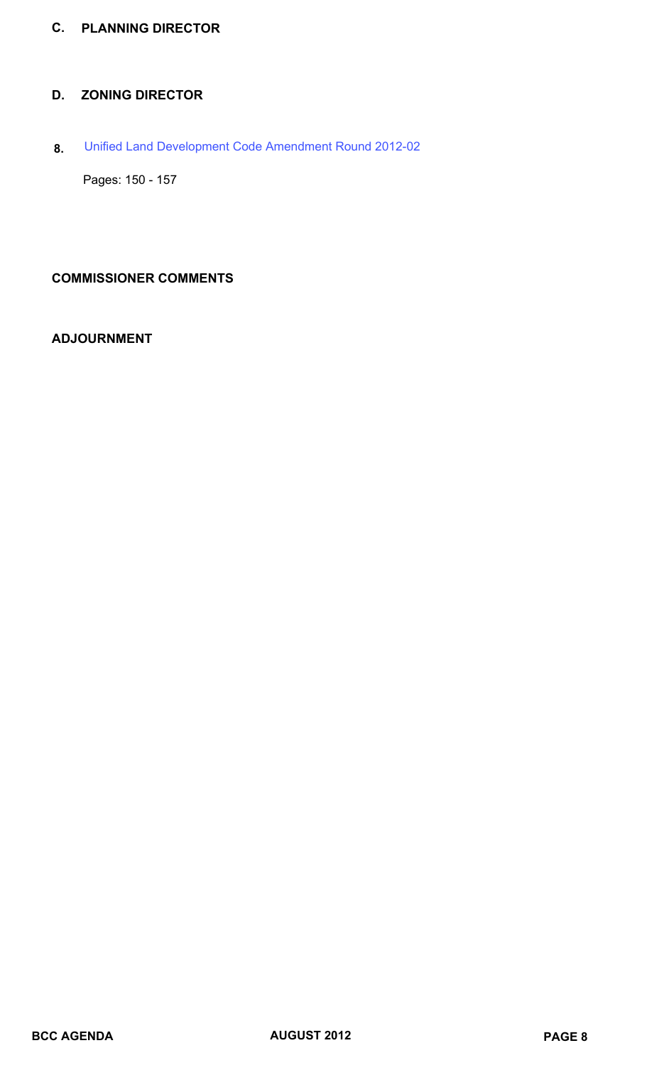## C. PLANNING DIRECTOR

## D. ZONING DIRECTOR

8. Unified Land Development Code Amendment Round 2012-02

   Pages: 150 - 157

## COMMISSIONER COMMENTS

## ADJOURNMENT